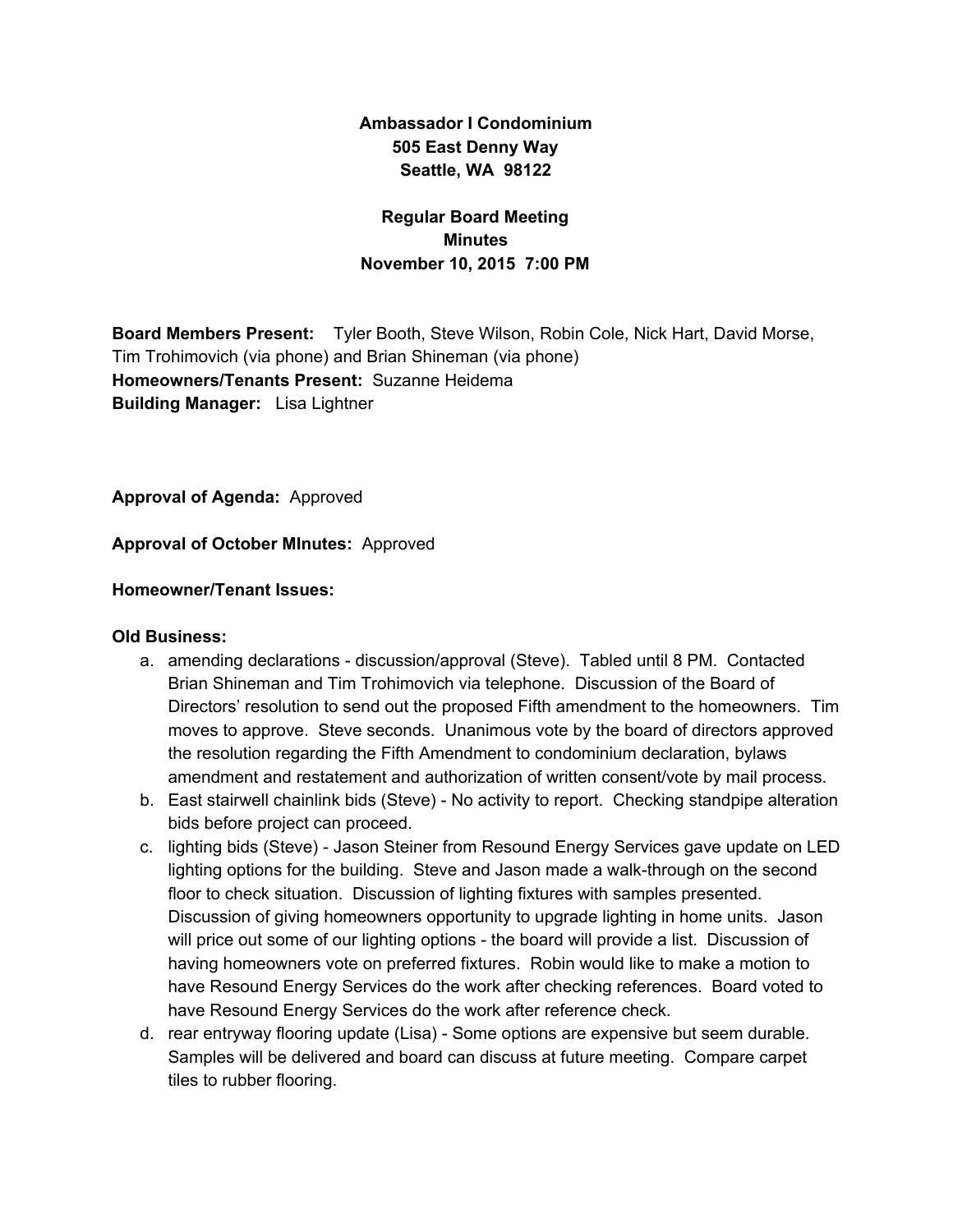**Ambassador I Condominium**
**505 East Denny Way**
**Seattle, WA 98122**

**Regular Board Meeting**
**Minutes**
**November 10, 2015 7:00 PM**

**Board Members Present:** Tyler Booth, Steve Wilson, Robin Cole, Nick Hart, David Morse, Tim Trohimovich (via phone) and Brian Shineman (via phone)
**Homeowners/Tenants Present:** Suzanne Heidema
**Building Manager:** Lisa Lightner

**Approval of Agenda:** Approved

**Approval of October MInutes:** Approved

**Homeowner/Tenant Issues:**

**Old Business:**

a. amending declarations - discussion/approval (Steve). Tabled until 8 PM. Contacted Brian Shineman and Tim Trohimovich via telephone. Discussion of the Board of Directors' resolution to send out the proposed Fifth amendment to the homeowners. Tim moves to approve. Steve seconds. Unanimous vote by the board of directors approved the resolution regarding the Fifth Amendment to condominium declaration, bylaws amendment and restatement and authorization of written consent/vote by mail process.
b. East stairwell chainlink bids (Steve) - No activity to report. Checking standpipe alteration bids before project can proceed.
c. lighting bids (Steve) - Jason Steiner from Resound Energy Services gave update on LED lighting options for the building. Steve and Jason made a walk-through on the second floor to check situation. Discussion of lighting fixtures with samples presented. Discussion of giving homeowners opportunity to upgrade lighting in home units. Jason will price out some of our lighting options - the board will provide a list. Discussion of having homeowners vote on preferred fixtures. Robin would like to make a motion to have Resound Energy Services do the work after checking references. Board voted to have Resound Energy Services do the work after reference check.
d. rear entryway flooring update (Lisa) - Some options are expensive but seem durable. Samples will be delivered and board can discuss at future meeting. Compare carpet tiles to rubber flooring.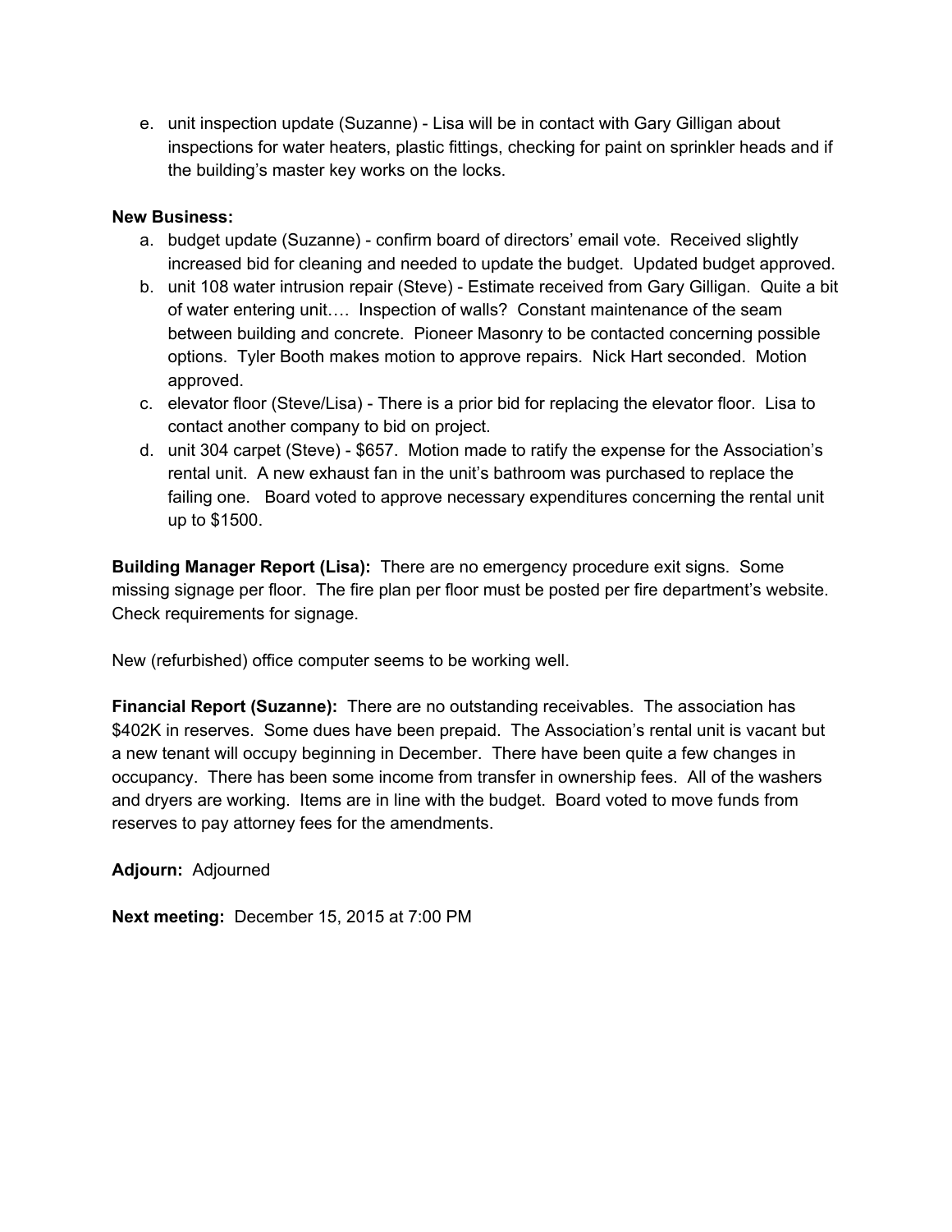e. unit inspection update (Suzanne) - Lisa will be in contact with Gary Gilligan about inspections for water heaters, plastic fittings, checking for paint on sprinkler heads and if the building's master key works on the locks.

**New Business:**

a. budget update (Suzanne) - confirm board of directors' email vote. Received slightly increased bid for cleaning and needed to update the budget. Updated budget approved.
b. unit 108 water intrusion repair (Steve) - Estimate received from Gary Gilligan. Quite a bit of water entering unit…. Inspection of walls? Constant maintenance of the seam between building and concrete. Pioneer Masonry to be contacted concerning possible options. Tyler Booth makes motion to approve repairs. Nick Hart seconded. Motion approved.
c. elevator floor (Steve/Lisa) - There is a prior bid for replacing the elevator floor. Lisa to contact another company to bid on project.
d. unit 304 carpet (Steve) - $657. Motion made to ratify the expense for the Association's rental unit. A new exhaust fan in the unit's bathroom was purchased to replace the failing one. Board voted to approve necessary expenditures concerning the rental unit up to $1500.

**Building Manager Report (Lisa):** There are no emergency procedure exit signs. Some missing signage per floor. The fire plan per floor must be posted per fire department's website. Check requirements for signage.

New (refurbished) office computer seems to be working well.

**Financial Report (Suzanne):** There are no outstanding receivables. The association has $402K in reserves. Some dues have been prepaid. The Association's rental unit is vacant but a new tenant will occupy beginning in December. There have been quite a few changes in occupancy. There has been some income from transfer in ownership fees. All of the washers and dryers are working. Items are in line with the budget. Board voted to move funds from reserves to pay attorney fees for the amendments.

**Adjourn:** Adjourned

**Next meeting:** December 15, 2015 at 7:00 PM